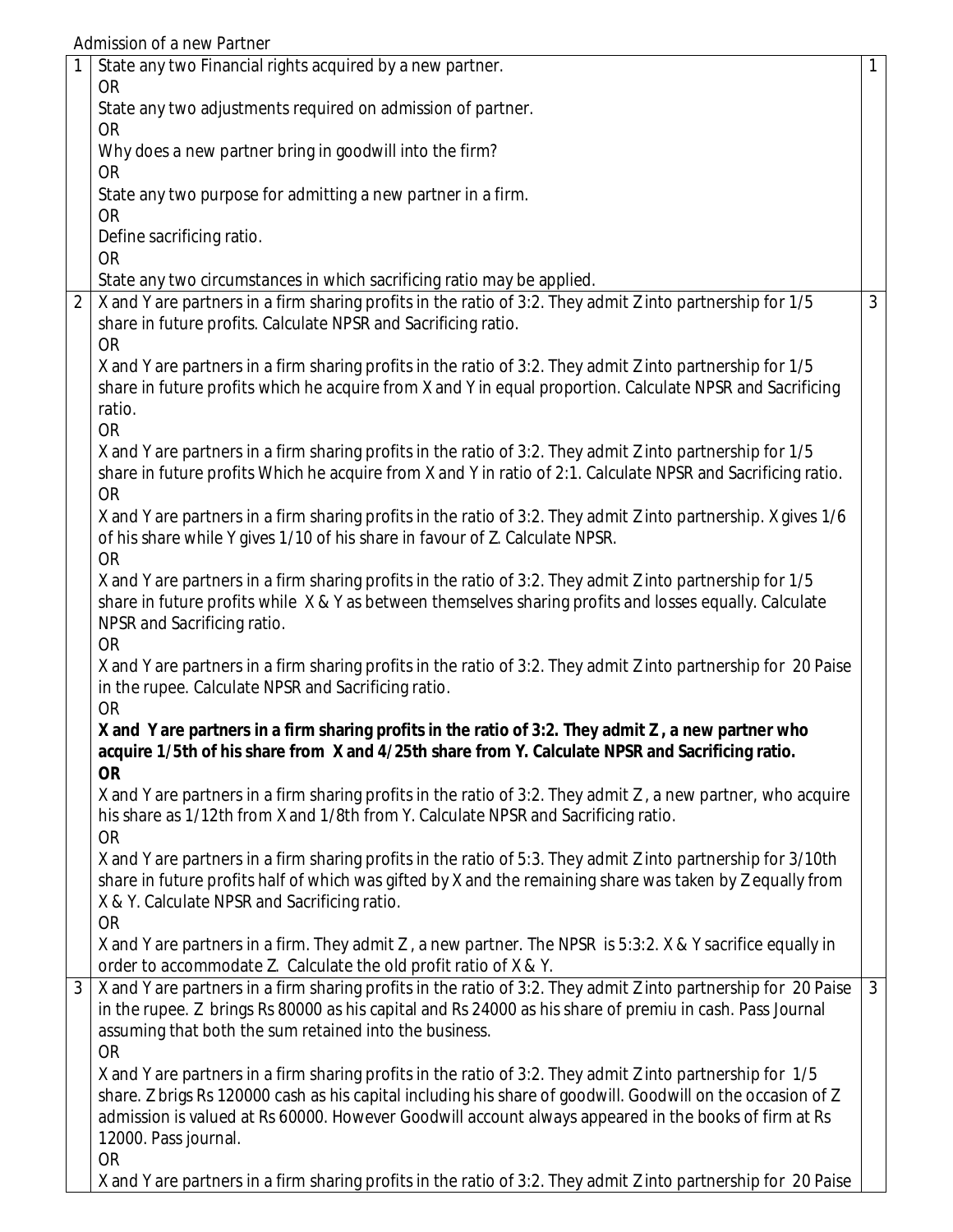Admission of a new Partner

| | | |
|---|---|---|
| 1 | State any two Financial rights acquired by a new partner.<br>OR<br>State any two adjustments required on admission of partner.<br>OR<br>Why does a new partner bring in goodwill into the firm?<br>OR<br>State any two purpose for admitting a new partner in a firm.<br>OR<br>Define sacrificing ratio.<br>OR<br>State any two circumstances in which sacrificing ratio may be applied. | 1 |
| 2 | X and Y are partners in a firm sharing profits in the ratio of 3:2. They admit Z into partnership for 1/5 share in future profits. Calculate NPSR and Sacrificing ratio.<br>OR<br>X and Y are partners in a firm sharing profits in the ratio of 3:2. They admit Z into partnership for 1/5 share in future profits which he acquire from X and Y in equal proportion. Calculate NPSR and Sacrificing ratio.<br>OR<br>X and Y are partners in a firm sharing profits in the ratio of 3:2. They admit Z into partnership for 1/5 share in future profits Which he acquire from X and Y in ratio of 2:1. Calculate NPSR and Sacrificing ratio.<br>OR<br>X and Y are partners in a firm sharing profits in the ratio of 3:2. They admit Z into partnership. X gives 1/6 of his share while Y gives 1/10 of his share in favour of Z. Calculate NPSR.<br>OR<br>X and Y are partners in a firm sharing profits in the ratio of 3:2. They admit Z into partnership for 1/5 share in future profits while X & Y as between themselves sharing profits and losses equally. Calculate NPSR and Sacrificing ratio.<br>OR<br>X and Y are partners in a firm sharing profits in the ratio of 3:2. They admit Z into partnership for 20 Paise in the rupee. Calculate NPSR and Sacrificing ratio.<br>OR<br>**X and Y are partners in a firm sharing profits in the ratio of 3:2. They admit Z, a new partner who acquire 1/5th of his share from X and 4/25th share from Y. Calculate NPSR and Sacrificing ratio.**<br>**OR**<br>X and Y are partners in a firm sharing profits in the ratio of 3:2. They admit Z, a new partner, who acquire his share as 1/12th from X and 1/8th from Y. Calculate NPSR and Sacrificing ratio.<br>OR<br>X and Y are partners in a firm sharing profits in the ratio of 5:3. They admit Z into partnership for 3/10th share in future profits half of which was gifted by X and the remaining share was taken by Z equally from X & Y. Calculate NPSR and Sacrificing ratio.<br>OR<br>X and Y are partners in a firm. They admit Z, a new partner. The NPSR is 5:3:2. X & Y sacrifice equally in order to accommodate Z. Calculate the old profit ratio of X & Y. | 3 |
| 3 | X and Y are partners in a firm sharing profits in the ratio of 3:2. They admit Z into partnership for 20 Paise in the rupee. Z brings Rs 80000 as his capital and Rs 24000 as his share of premiu in cash. Pass Journal assuming that both the sum retained into the business.<br>OR<br>X and Y are partners in a firm sharing profits in the ratio of 3:2. They admit Z into partnership for 1/5 share. Z brigs Rs 120000 cash as his capital including his share of goodwill. Goodwill on the occasion of Z admission is valued at Rs 60000. However Goodwill account always appeared in the books of firm at Rs 12000. Pass journal.<br>OR<br>X and Y are partners in a firm sharing profits in the ratio of 3:2. They admit Z into partnership for 20 Paise | 3 |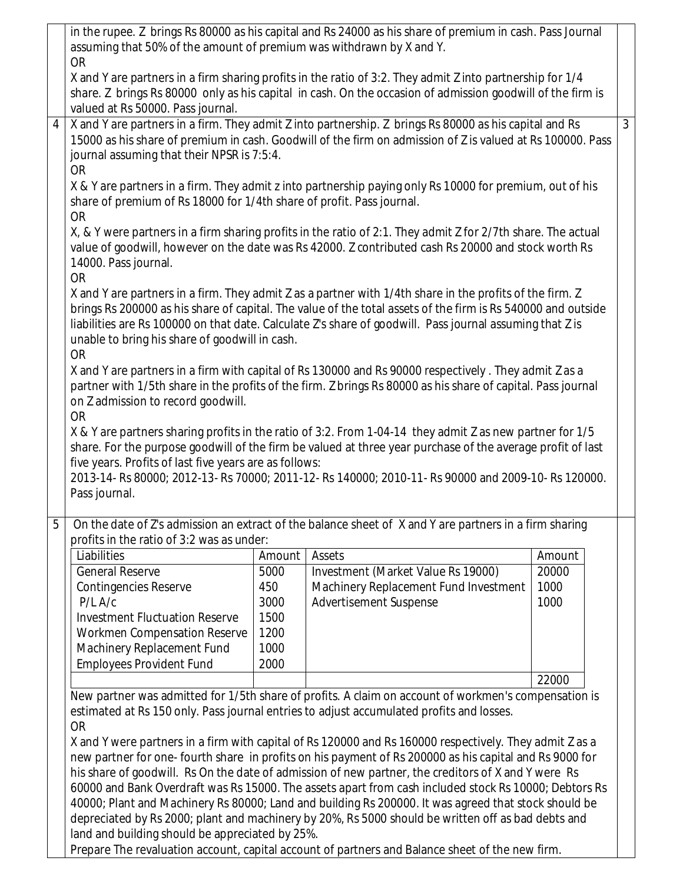in the rupee. Z brings Rs 80000 as his capital and Rs 24000 as his share of premium in cash. Pass Journal assuming that 50% of the amount of premium was withdrawn by X and Y.

OR

X and Y are partners in a firm sharing profits in the ratio of 3:2. They admit Z into partnership for 1/4 share. Z brings Rs 80000 only as his capital in cash. On the occasion of admission goodwill of the firm is valued at Rs 50000. Pass journal.

**4** X and Y are partners in a firm. They admit Z into partnership. Z brings Rs 80000 as his capital and Rs 15000 as his share of premium in cash. Goodwill of the firm on admission of Z is valued at Rs 100000. Pass journal assuming that their NPSR is 7:5:4. **3**

OR

X & Y are partners in a firm. They admit z into partnership paying only Rs 10000 for premium, out of his share of premium of Rs 18000 for 1/4th share of profit. Pass journal.

OR

X, & Y were partners in a firm sharing profits in the ratio of 2:1. They admit Z for 2/7th share. The actual value of goodwill, however on the date was Rs 42000. Z contributed cash Rs 20000 and stock worth Rs 14000. Pass journal.

OR

X and Y are partners in a firm. They admit Z as a partner with 1/4th share in the profits of the firm. Z brings Rs 200000 as his share of capital. The value of the total assets of the firm is Rs 540000 and outside liabilities are Rs 100000 on that date. Calculate Z's share of goodwill. Pass journal assuming that Z is unable to bring his share of goodwill in cash.

OR

X and Y are partners in a firm with capital of Rs 130000 and Rs 90000 respectively . They admit Z as a partner with 1/5th share in the profits of the firm. Z brings Rs 80000 as his share of capital. Pass journal on Z admission to record goodwill.

OR

X & Y are partners sharing profits in the ratio of 3:2. From 1-04-14 they admit Z as new partner for 1/5 share. For the purpose goodwill of the firm be valued at three year purchase of the average profit of last five years. Profits of last five years are as follows:

2013-14- Rs 80000; 2012-13- Rs 70000; 2011-12- Rs 140000; 2010-11- Rs 90000 and 2009-10- Rs 120000. Pass journal.

**5** On the date of Z's admission an extract of the balance sheet of X and Y are partners in a firm sharing profits in the ratio of 3:2 was as under:

| Liabilities | Amount | Assets | Amount |
|---|---|---|---|
| General Reserve | 5000 | Investment (Market Value Rs 19000) | 20000 |
| Contingencies Reserve | 450 | Machinery Replacement Fund Investment | 1000 |
| P/L A/c | 3000 | Advertisement Suspense | 1000 |
| Investment Fluctuation Reserve | 1500 | | |
| Workmen Compensation Reserve | 1200 | | |
| Machinery Replacement Fund | 1000 | | |
| Employees Provident Fund | 2000 | | |
| | | | 22000 |

New partner was admitted for 1/5th share of profits. A claim on account of workmen's compensation is estimated at Rs 150 only. Pass journal entries to adjust accumulated profits and losses.

OR

X and Y were partners in a firm with capital of Rs 120000 and Rs 160000 respectively. They admit Z as a new partner for one- fourth share in profits on his payment of Rs 200000 as his capital and Rs 9000 for his share of goodwill. Rs On the date of admission of new partner, the creditors of X and Y were Rs 60000 and Bank Overdraft was Rs 15000. The assets apart from cash included stock Rs 10000; Debtors Rs 40000; Plant and Machinery Rs 80000; Land and building Rs 200000. It was agreed that stock should be depreciated by Rs 2000; plant and machinery by 20%, Rs 5000 should be written off as bad debts and land and building should be appreciated by 25%.

Prepare The revaluation account, capital account of partners and Balance sheet of the new firm.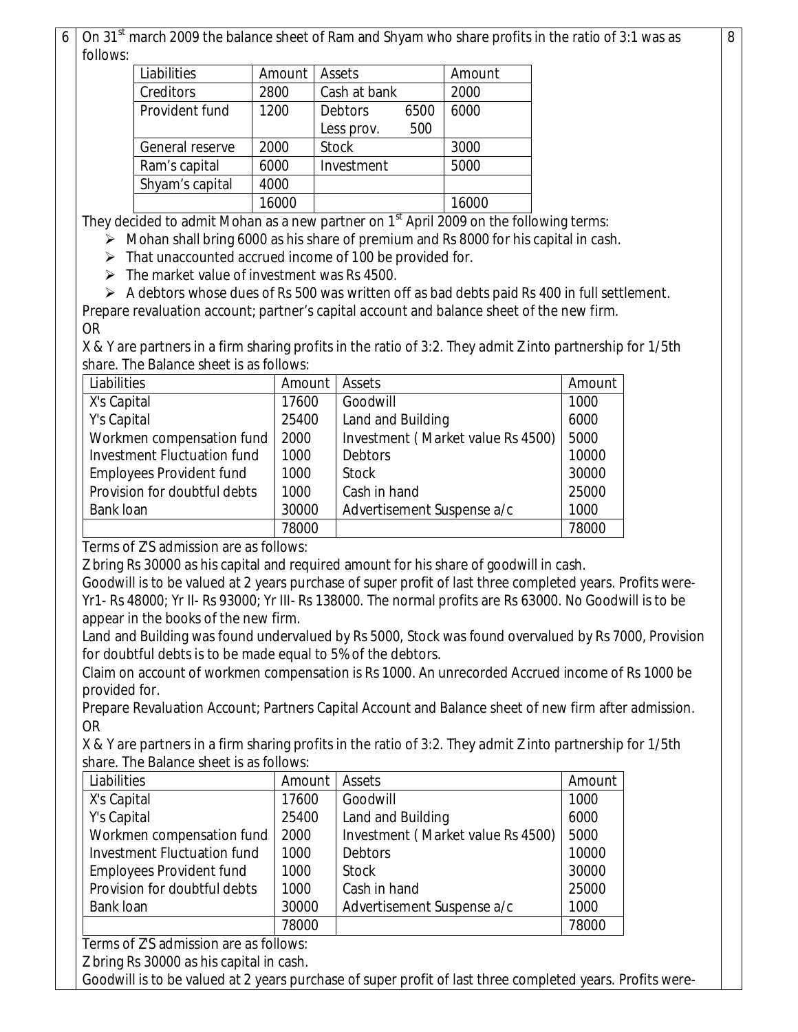6 On 31st march 2009 the balance sheet of Ram and Shyam who share profits in the ratio of 3:1 was as follows: **8**

| Liabilities | Amount | Assets | Amount |
|---|---|---|---|
| Creditors | 2800 | Cash at bank | 2000 |
| Provident fund | 1200 | Debtors 6500 <br> Less prov. 500 | 6000 |
| General reserve | 2000 | Stock | 3000 |
| Ram's capital | 6000 | Investment | 5000 |
| Shyam's capital | 4000 | | |
| | 16000 | | 16000 |

They decided to admit Mohan as a new partner on 1st April 2009 on the following terms:

- Mohan shall bring 6000 as his share of premium and Rs 8000 for his capital in cash.
- That unaccounted accrued income of 100 be provided for.
- The market value of investment was Rs 4500.
- A debtors whose dues of Rs 500 was written off as bad debts paid Rs 400 in full settlement.

Prepare revaluation account; partner's capital account and balance sheet of the new firm.

OR

X & Y are partners in a firm sharing profits in the ratio of 3:2. They admit Z into partnership for 1/5th share. The Balance sheet is as follows:

| Liabilities | Amount | Assets | Amount |
|---|---|---|---|
| X's Capital | 17600 | Goodwill | 1000 |
| Y's Capital | 25400 | Land and Building | 6000 |
| Workmen compensation fund | 2000 | Investment ( Market value Rs 4500) | 5000 |
| Investment Fluctuation fund | 1000 | Debtors | 10000 |
| Employees Provident fund | 1000 | Stock | 30000 |
| Provision for doubtful debts | 1000 | Cash in hand | 25000 |
| Bank loan | 30000 | Advertisement Suspense a/c | 1000 |
| | 78000 | | 78000 |

Terms of Z'S admission are as follows:

Z bring Rs 30000 as his capital and required amount for his share of goodwill in cash.

Goodwill is to be valued at 2 years purchase of super profit of last three completed years. Profits were- Yr1- Rs 48000; Yr II- Rs 93000; Yr III- Rs 138000. The normal profits are Rs 63000. No Goodwill is to be appear in the books of the new firm.

Land and Building was found undervalued by Rs 5000, Stock was found overvalued by Rs 7000, Provision for doubtful debts is to be made equal to 5% of the debtors.

Claim on account of workmen compensation is Rs 1000. An unrecorded Accrued income of Rs 1000 be provided for.

Prepare Revaluation Account; Partners Capital Account and Balance sheet of new firm after admission.

OR

X & Y are partners in a firm sharing profits in the ratio of 3:2. They admit Z into partnership for 1/5th share. The Balance sheet is as follows:

| Liabilities | Amount | Assets | Amount |
|---|---|---|---|
| X's Capital | 17600 | Goodwill | 1000 |
| Y's Capital | 25400 | Land and Building | 6000 |
| Workmen compensation fund | 2000 | Investment ( Market value Rs 4500) | 5000 |
| Investment Fluctuation fund | 1000 | Debtors | 10000 |
| Employees Provident fund | 1000 | Stock | 30000 |
| Provision for doubtful debts | 1000 | Cash in hand | 25000 |
| Bank loan | 30000 | Advertisement Suspense a/c | 1000 |
| | 78000 | | 78000 |

Terms of Z'S admission are as follows:

Z bring Rs 30000 as his capital in cash.

Goodwill is to be valued at 2 years purchase of super profit of last three completed years. Profits were-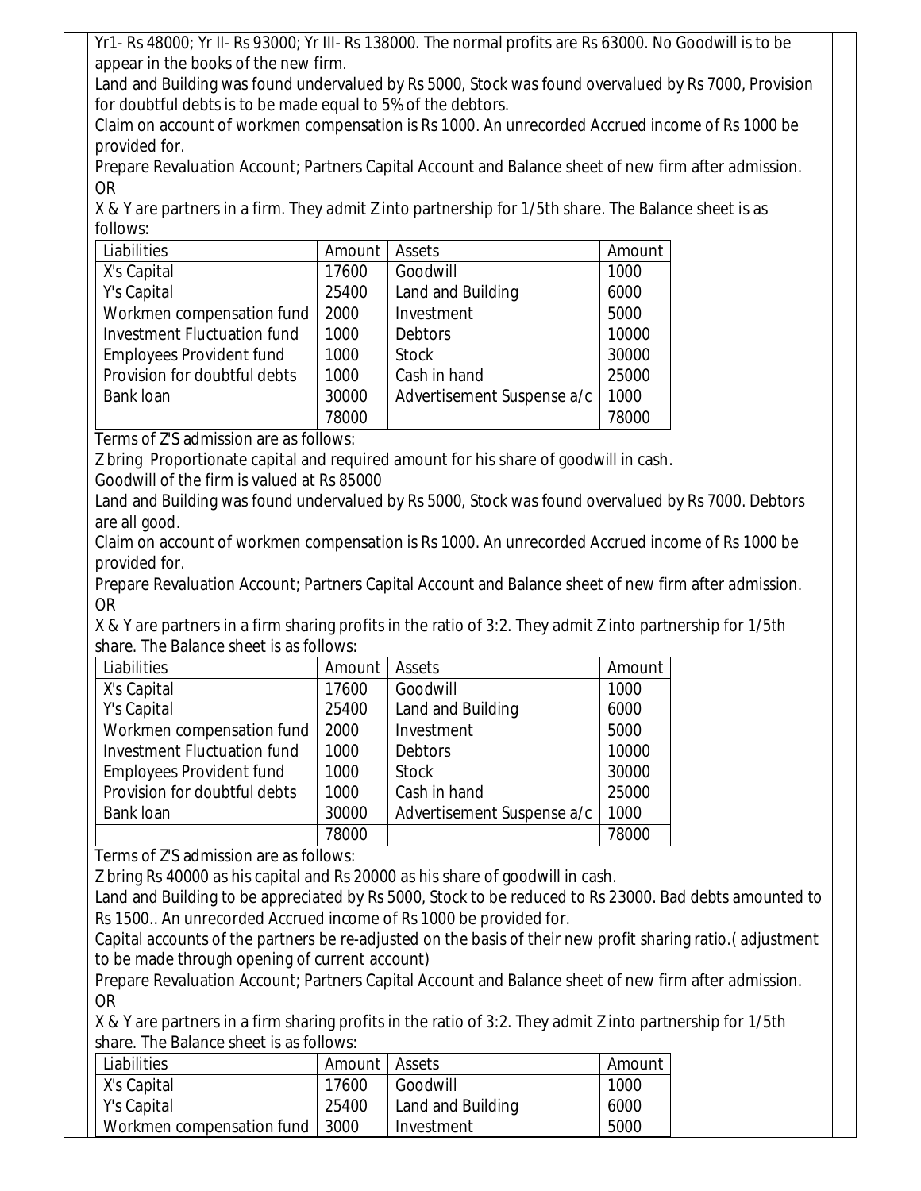Yr1- Rs 48000; Yr II- Rs 93000; Yr III- Rs 138000. The normal profits are Rs 63000. No Goodwill is to be appear in the books of the new firm.

Land and Building was found undervalued by Rs 5000, Stock was found overvalued by Rs 7000, Provision for doubtful debts is to be made equal to 5% of the debtors.

Claim on account of workmen compensation is Rs 1000. An unrecorded Accrued income of Rs 1000 be provided for.

Prepare Revaluation Account; Partners Capital Account and Balance sheet of new firm after admission.

OR

X & Y are partners in a firm. They admit Z into partnership for 1/5th share. The Balance sheet is as follows:

| Liabilities | Amount | Assets | Amount |
|---|---|---|---|
| X's Capital | 17600 | Goodwill | 1000 |
| Y's Capital | 25400 | Land and Building | 6000 |
| Workmen compensation fund | 2000 | Investment | 5000 |
| Investment Fluctuation fund | 1000 | Debtors | 10000 |
| Employees Provident fund | 1000 | Stock | 30000 |
| Provision for doubtful debts | 1000 | Cash in hand | 25000 |
| Bank loan | 30000 | Advertisement Suspense a/c | 1000 |
| | 78000 | | 78000 |

Terms of Z'S admission are as follows:

Z bring Proportionate capital and required amount for his share of goodwill in cash.

Goodwill of the firm is valued at Rs 85000

Land and Building was found undervalued by Rs 5000, Stock was found overvalued by Rs 7000. Debtors are all good.

Claim on account of workmen compensation is Rs 1000. An unrecorded Accrued income of Rs 1000 be provided for.

Prepare Revaluation Account; Partners Capital Account and Balance sheet of new firm after admission.

OR

X & Y are partners in a firm sharing profits in the ratio of 3:2. They admit Z into partnership for 1/5th share. The Balance sheet is as follows:

| Liabilities | Amount | Assets | Amount |
|---|---|---|---|
| X's Capital | 17600 | Goodwill | 1000 |
| Y's Capital | 25400 | Land and Building | 6000 |
| Workmen compensation fund | 2000 | Investment | 5000 |
| Investment Fluctuation fund | 1000 | Debtors | 10000 |
| Employees Provident fund | 1000 | Stock | 30000 |
| Provision for doubtful debts | 1000 | Cash in hand | 25000 |
| Bank loan | 30000 | Advertisement Suspense a/c | 1000 |
| | 78000 | | 78000 |

Terms of Z'S admission are as follows:

Z bring Rs 40000 as his capital and Rs 20000 as his share of goodwill in cash.

Land and Building to be appreciated by Rs 5000, Stock to be reduced to Rs 23000. Bad debts amounted to Rs 1500.. An unrecorded Accrued income of Rs 1000 be provided for.

Capital accounts of the partners be re-adjusted on the basis of their new profit sharing ratio.( adjustment to be made through opening of current account)

Prepare Revaluation Account; Partners Capital Account and Balance sheet of new firm after admission.

OR

X & Y are partners in a firm sharing profits in the ratio of 3:2. They admit Z into partnership for 1/5th share. The Balance sheet is as follows:

| Liabilities | Amount | Assets | Amount |
|---|---|---|---|
| X's Capital | 17600 | Goodwill | 1000 |
| Y's Capital | 25400 | Land and Building | 6000 |
| Workmen compensation fund | 3000 | Investment | 5000 |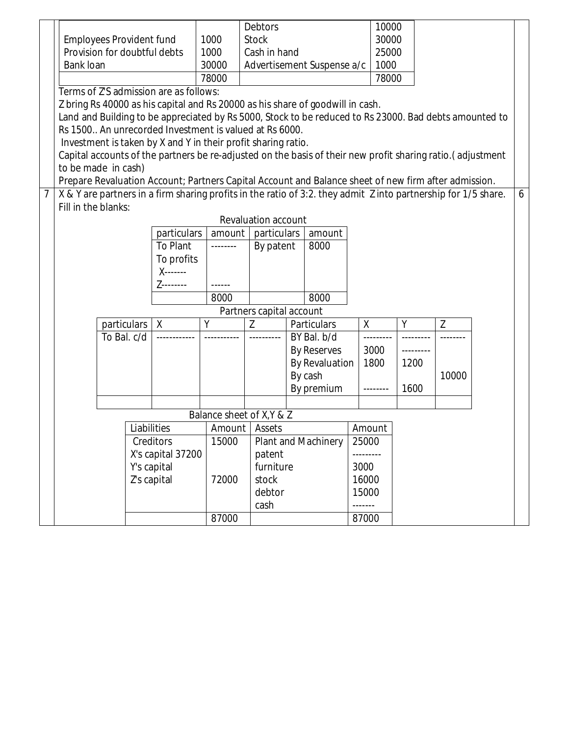| | | | |
|---|---|---|---|
| | | Debtors | 10000 |
| Employees Provident fund | 1000 | Stock | 30000 |
| Provision for doubtful debts | 1000 | Cash in hand | 25000 |
| Bank loan | 30000 | Advertisement Suspense a/c | 1000 |
| | 78000 | | 78000 |

Terms of Z'S admission are as follows:

Z bring Rs 40000 as his capital and Rs 20000 as his share of goodwill in cash.

Land and Building to be appreciated by Rs 5000, Stock to be reduced to Rs 23000. Bad debts amounted to Rs 1500.. An unrecorded Investment is valued at Rs 6000.

Investment is taken by X and Y in their profit sharing ratio.

Capital accounts of the partners be re-adjusted on the basis of their new profit sharing ratio.( adjustment to be made in cash)

Prepare Revaluation Account; Partners Capital Account and Balance sheet of new firm after admission.

7 X & Y are partners in a firm sharing profits in the ratio of 3:2. they admit Z into partnership for 1/5 share. Fill in the blanks: 6

Revaluation account

| particulars | amount | particulars | amount |
|---|---|---|---|
| To Plant | -------- | By patent | 8000 |
| To profits | | | |
| X------- | | | |
| Z-------- | ------ | | |
| | 8000 | | 8000 |

Partners capital account

| particulars | X | Y | Z | Particulars | X | Y | Z |
|---|---|---|---|---|---|---|---|
| To Bal. c/d | ------------ | ----------- | ---------- | BY Bal. b/d | --------- | --------- | -------- |
| | | | | By Reserves | 3000 | --------- | |
| | | | | By Revaluation | 1800 | 1200 | |
| | | | | By cash | | | 10000 |
| | | | | By premium | -------- | 1600 | |
| | | | | | | | |

Balance sheet of X,Y & Z

| Liabilities | Amount | Assets | Amount |
|---|---|---|---|
| Creditors | 15000 | Plant and Machinery | 25000 |
| X's capital 37200 | | patent | --------- |
| Y's capital | | furniture | 3000 |
| Z's capital | 72000 | stock | 16000 |
| | | debtor | 15000 |
| | | cash | ------- |
| | 87000 | | 87000 |